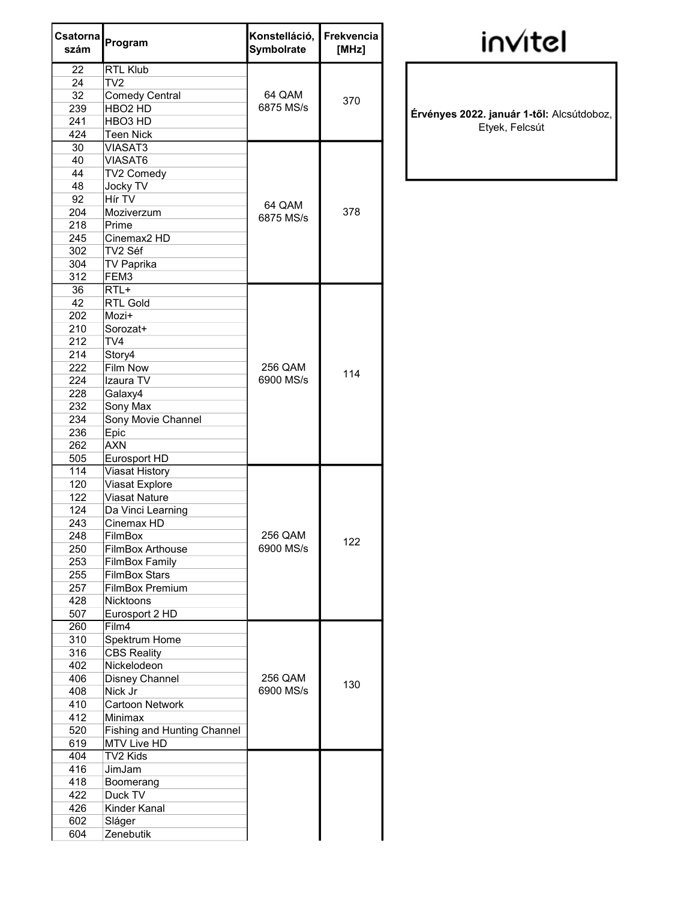invitel

**Érvényes 2022. január 1-től:** Alcsútdoboz, Etyek, Felcsút

| Csatorna szám | Program | Konstelláció, Symbolrate | Frekvencia [MHz] |
|---|---|---|---|
| 22 | RTL Klub | 64 QAM 6875 MS/s | 370 |
| 24 | TV2 | | |
| 32 | Comedy Central | | |
| 239 | HBO2 HD | | |
| 241 | HBO3 HD | | |
| 424 | Teen Nick | | |
| 30 | VIASAT3 | 64 QAM 6875 MS/s | 378 |
| 40 | VIASAT6 | | |
| 44 | TV2 Comedy | | |
| 48 | Jocky TV | | |
| 92 | Hír TV | | |
| 204 | Moziverzum | | |
| 218 | Prime | | |
| 245 | Cinemax2 HD | | |
| 302 | TV2 Séf | | |
| 304 | TV Paprika | | |
| 312 | FEM3 | | |
| 36 | RTL+ | 256 QAM 6900 MS/s | 114 |
| 42 | RTL Gold | | |
| 202 | Mozi+ | | |
| 210 | Sorozat+ | | |
| 212 | TV4 | | |
| 214 | Story4 | | |
| 222 | Film Now | | |
| 224 | Izaura TV | | |
| 228 | Galaxy4 | | |
| 232 | Sony Max | | |
| 234 | Sony Movie Channel | | |
| 236 | Epic | | |
| 262 | AXN | | |
| 505 | Eurosport HD | | |
| 114 | Viasat History | 256 QAM 6900 MS/s | 122 |
| 120 | Viasat Explore | | |
| 122 | Viasat Nature | | |
| 124 | Da Vinci Learning | | |
| 243 | Cinemax HD | | |
| 248 | FilmBox | | |
| 250 | FilmBox Arthouse | | |
| 253 | FilmBox Family | | |
| 255 | FilmBox Stars | | |
| 257 | FilmBox Premium | | |
| 428 | Nicktoons | | |
| 507 | Eurosport 2 HD | | |
| 260 | Film4 | 256 QAM 6900 MS/s | 130 |
| 310 | Spektrum Home | | |
| 316 | CBS Reality | | |
| 402 | Nickelodeon | | |
| 406 | Disney Channel | | |
| 408 | Nick Jr | | |
| 410 | Cartoon Network | | |
| 412 | Minimax | | |
| 520 | Fishing and Hunting Channel | | |
| 619 | MTV Live HD | | |
| 404 | TV2 Kids | | |
| 416 | JimJam | | |
| 418 | Boomerang | | |
| 422 | Duck TV | | |
| 426 | Kinder Kanal | | |
| 602 | Sláger | | |
| 604 | Zenebutik | | |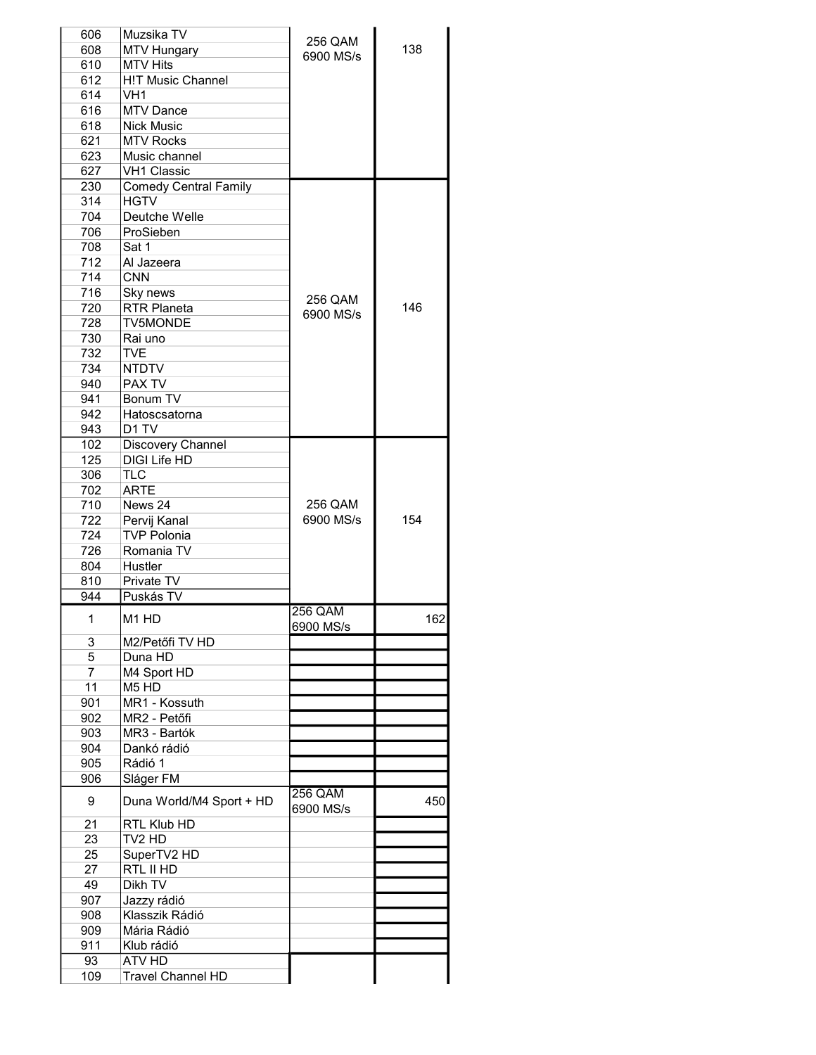| | | | |
|---|---|---|---|
| 606 | Muzsika TV | 256 QAM 6900 MS/s | 138 |
| 608 | MTV Hungary | | |
| 610 | MTV Hits | | |
| 612 | H!T Music Channel | | |
| 614 | VH1 | | |
| 616 | MTV Dance | | |
| 618 | Nick Music | | |
| 621 | MTV Rocks | | |
| 623 | Music channel | | |
| 627 | VH1 Classic | | |
| 230 | Comedy Central Family | 256 QAM 6900 MS/s | 146 |
| 314 | HGTV | | |
| 704 | Deutche Welle | | |
| 706 | ProSieben | | |
| 708 | Sat 1 | | |
| 712 | Al Jazeera | | |
| 714 | CNN | | |
| 716 | Sky news | | |
| 720 | RTR Planeta | | |
| 728 | TV5MONDE | | |
| 730 | Rai uno | | |
| 732 | TVE | | |
| 734 | NTDTV | | |
| 940 | PAX TV | | |
| 941 | Bonum TV | | |
| 942 | Hatoscsatorna | | |
| 943 | D1 TV | | |
| 102 | Discovery Channel | 256 QAM 6900 MS/s | 154 |
| 125 | DIGI Life HD | | |
| 306 | TLC | | |
| 702 | ARTE | | |
| 710 | News 24 | | |
| 722 | Pervij Kanal | | |
| 724 | TVP Polonia | | |
| 726 | Romania TV | | |
| 804 | Hustler | | |
| 810 | Private TV | | |
| 944 | Puskás TV | | |
| 1 | M1 HD | 256 QAM 6900 MS/s | 162 |
| 3 | M2/Petőfi TV HD | | |
| 5 | Duna HD | | |
| 7 | M4 Sport HD | | |
| 11 | M5 HD | | |
| 901 | MR1 - Kossuth | | |
| 902 | MR2 - Petőfi | | |
| 903 | MR3 - Bartók | | |
| 904 | Dankó rádió | | |
| 905 | Rádió 1 | | |
| 906 | Sláger FM | | |
| 9 | Duna World/M4 Sport + HD | 256 QAM 6900 MS/s | 450 |
| 21 | RTL Klub HD | | |
| 23 | TV2 HD | | |
| 25 | SuperTV2 HD | | |
| 27 | RTL II HD | | |
| 49 | Dikh TV | | |
| 907 | Jazzy rádió | | |
| 908 | Klasszik Rádió | | |
| 909 | Mária Rádió | | |
| 911 | Klub rádió | | |
| 93 | ATV HD | | |
| 109 | Travel Channel HD | | |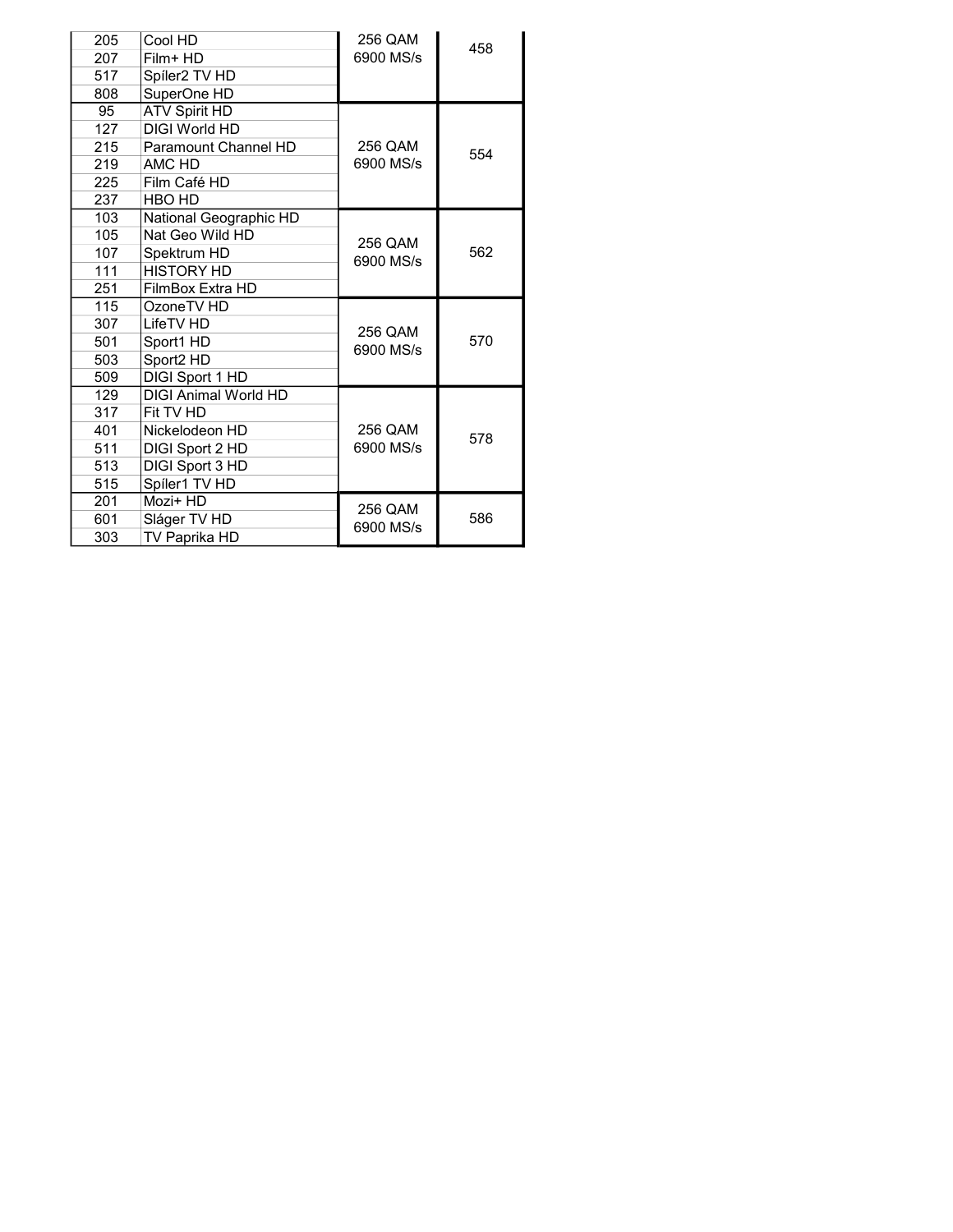| | | | |
|---|---|---|---|
| 205 | Cool HD | 256 QAM 6900 MS/s | 458 |
| 207 | Film+ HD | | |
| 517 | Spíler2 TV HD | | |
| 808 | SuperOne HD | | |
| 95 | ATV Spirit HD | 256 QAM 6900 MS/s | 554 |
| 127 | DIGI World HD | | |
| 215 | Paramount Channel HD | | |
| 219 | AMC HD | | |
| 225 | Film Café HD | | |
| 237 | HBO HD | | |
| 103 | National Geographic HD | 256 QAM 6900 MS/s | 562 |
| 105 | Nat Geo Wild HD | | |
| 107 | Spektrum HD | | |
| 111 | HISTORY HD | | |
| 251 | FilmBox Extra HD | | |
| 115 | OzoneTV HD | 256 QAM 6900 MS/s | 570 |
| 307 | LifeTV HD | | |
| 501 | Sport1 HD | | |
| 503 | Sport2 HD | | |
| 509 | DIGI Sport 1 HD | | |
| 129 | DIGI Animal World HD | 256 QAM 6900 MS/s | 578 |
| 317 | Fit TV HD | | |
| 401 | Nickelodeon HD | | |
| 511 | DIGI Sport 2 HD | | |
| 513 | DIGI Sport 3 HD | | |
| 515 | Spíler1 TV HD | | |
| 201 | Mozi+ HD | 256 QAM 6900 MS/s | 586 |
| 601 | Sláger TV HD | | |
| 303 | TV Paprika HD | | |